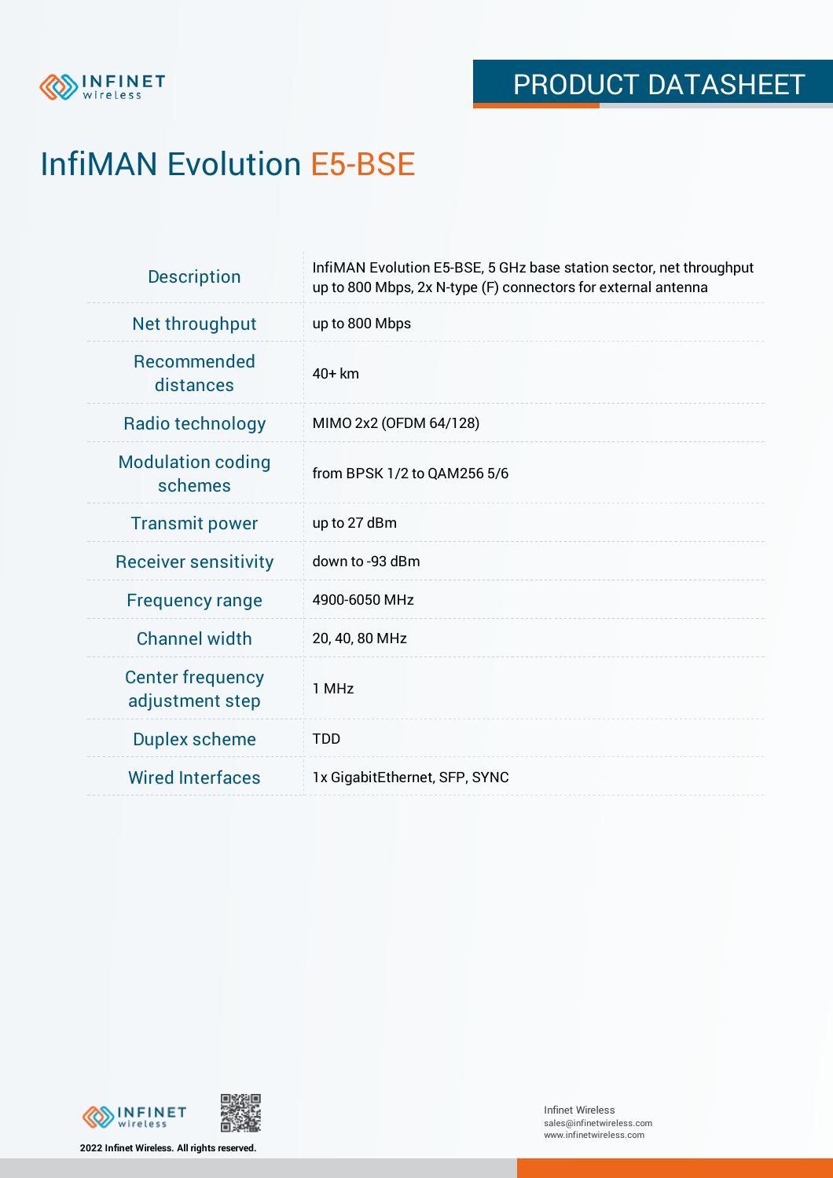PRODUCT DATASHEET

# InfiMAN Evolution E5-BSE

| | |
|---|---|
| Description | InfiMAN Evolution E5-BSE, 5 GHz base station sector, net throughput up to 800 Mbps, 2x N-type (F) connectors for external antenna |
| Net throughput | up to 800 Mbps |
| Recommended distances | 40+ km |
| Radio technology | MIMO 2x2 (OFDM 64/128) |
| Modulation coding schemes | from BPSK 1/2 to QAM256 5/6 |
| Transmit power | up to 27 dBm |
| Receiver sensitivity | down to -93 dBm |
| Frequency range | 4900-6050 MHz |
| Channel width | 20, 40, 80 MHz |
| Center frequency adjustment step | 1 MHz |
| Duplex scheme | TDD |
| Wired Interfaces | 1x GigabitEthernet, SFP, SYNC |

2022 Infinet Wireless. All rights reserved.

Infinet Wireless
sales@infinetwireless.com
www.infinetwireless.com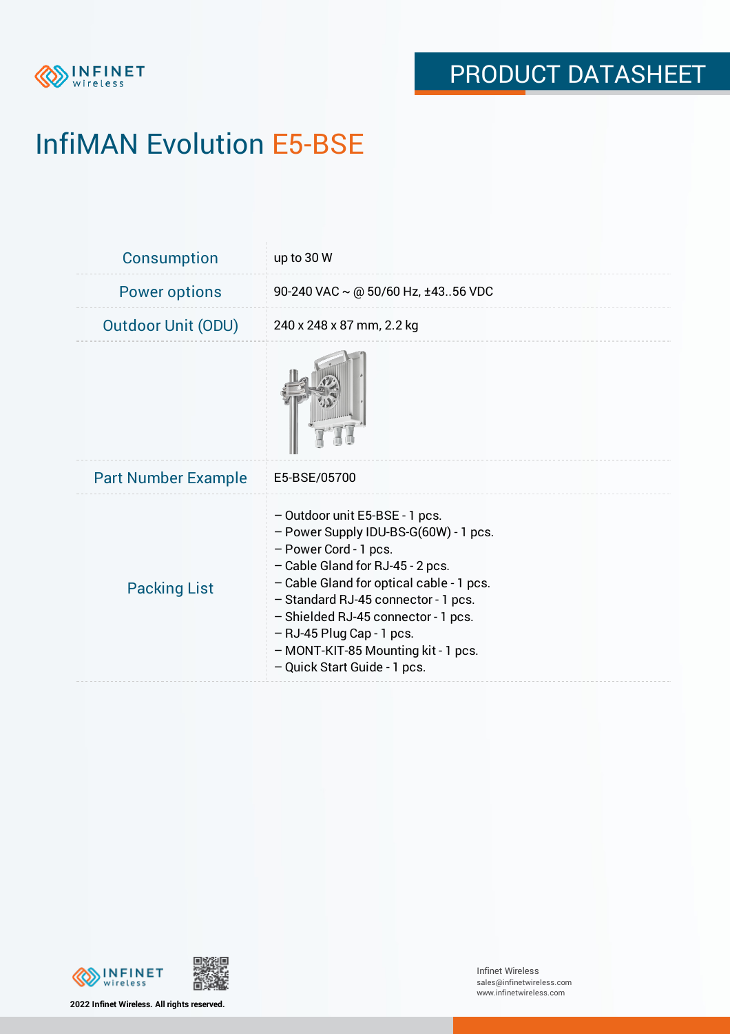# InfiMAN Evolution E5-BSE

| | |
|---|---|
| Consumption | up to 30 W |
| Power options | 90-240 VAC ~ @ 50/60 Hz, ±43..56 VDC |
| Outdoor Unit (ODU) | 240 x 248 x 87 mm, 2.2 kg |
| | |
| Part Number Example | E5-BSE/05700 |
| Packing List | – Outdoor unit E5-BSE - 1 pcs.<br>– Power Supply IDU-BS-G(60W) - 1 pcs.<br>– Power Cord - 1 pcs.<br>– Cable Gland for RJ-45 - 2 pcs.<br>– Cable Gland for optical cable - 1 pcs.<br>– Standard RJ-45 connector - 1 pcs.<br>– Shielded RJ-45 connector - 1 pcs.<br>– RJ-45 Plug Cap - 1 pcs.<br>– MONT-KIT-85 Mounting kit - 1 pcs.<br>– Quick Start Guide - 1 pcs. |

2022 Infinet Wireless. All rights reserved.

Infinet Wireless
sales@infinetwireless.com
www.infinetwireless.com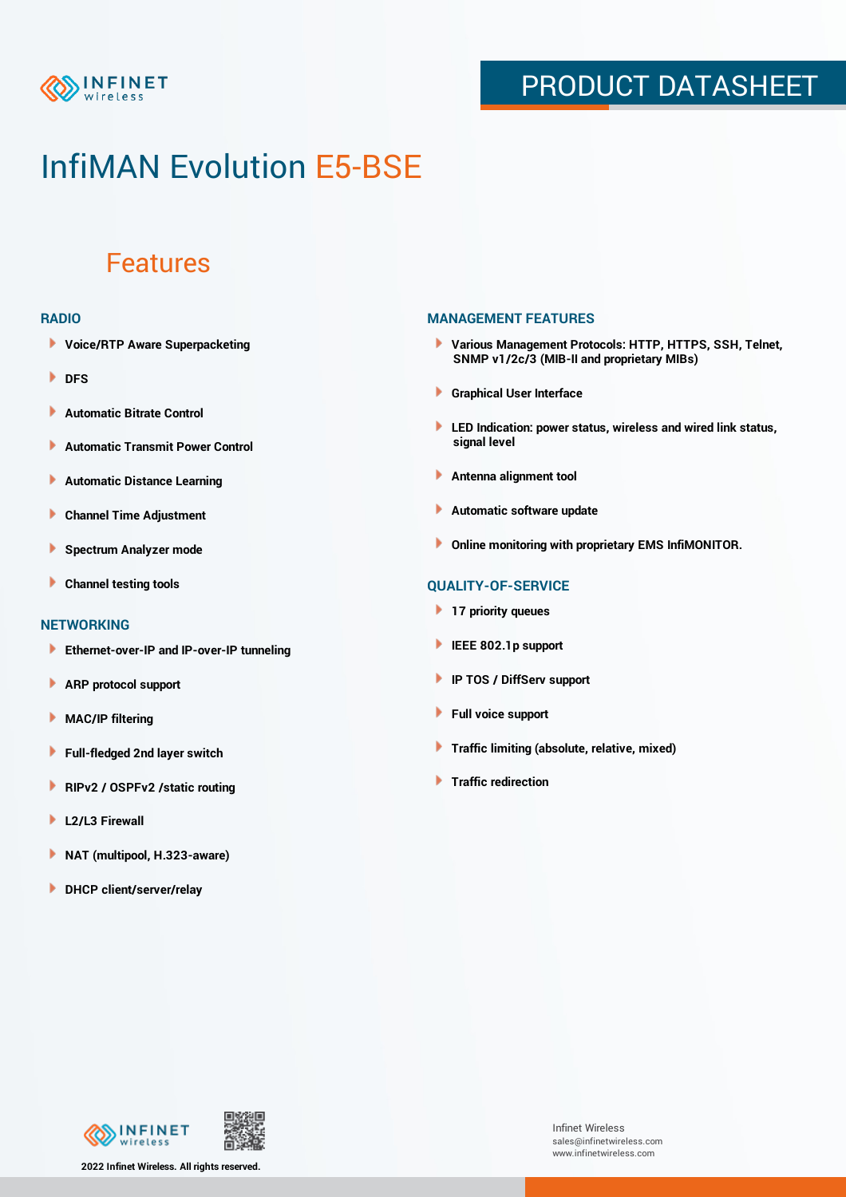# InfiMAN Evolution E5-BSE

## Features

### RADIO

- Voice/RTP Aware Superpacketing
- DFS
- Automatic Bitrate Control
- Automatic Transmit Power Control
- Automatic Distance Learning
- Channel Time Adjustment
- Spectrum Analyzer mode
- Channel testing tools

### NETWORKING

- Ethernet-over-IP and IP-over-IP tunneling
- ARP protocol support
- MAC/IP filtering
- Full-fledged 2nd layer switch
- RIPv2 / OSPFv2 /static routing
- L2/L3 Firewall
- NAT (multipool, H.323-aware)
- DHCP client/server/relay

### MANAGEMENT FEATURES

- Various Management Protocols: HTTP, HTTPS, SSH, Telnet, SNMP v1/2c/3 (MIB-II and proprietary MIBs)
- Graphical User Interface
- LED Indication: power status, wireless and wired link status, signal level
- Antenna alignment tool
- Automatic software update
- Online monitoring with proprietary EMS InfiMONITOR.

### QUALITY-OF-SERVICE

- 17 priority queues
- IEEE 802.1p support
- IP TOS / DiffServ support
- Full voice support
- Traffic limiting (absolute, relative, mixed)
- Traffic redirection

2022 Infinet Wireless. All rights reserved.

Infinet Wireless
sales@infinetwireless.com
www.infinetwireless.com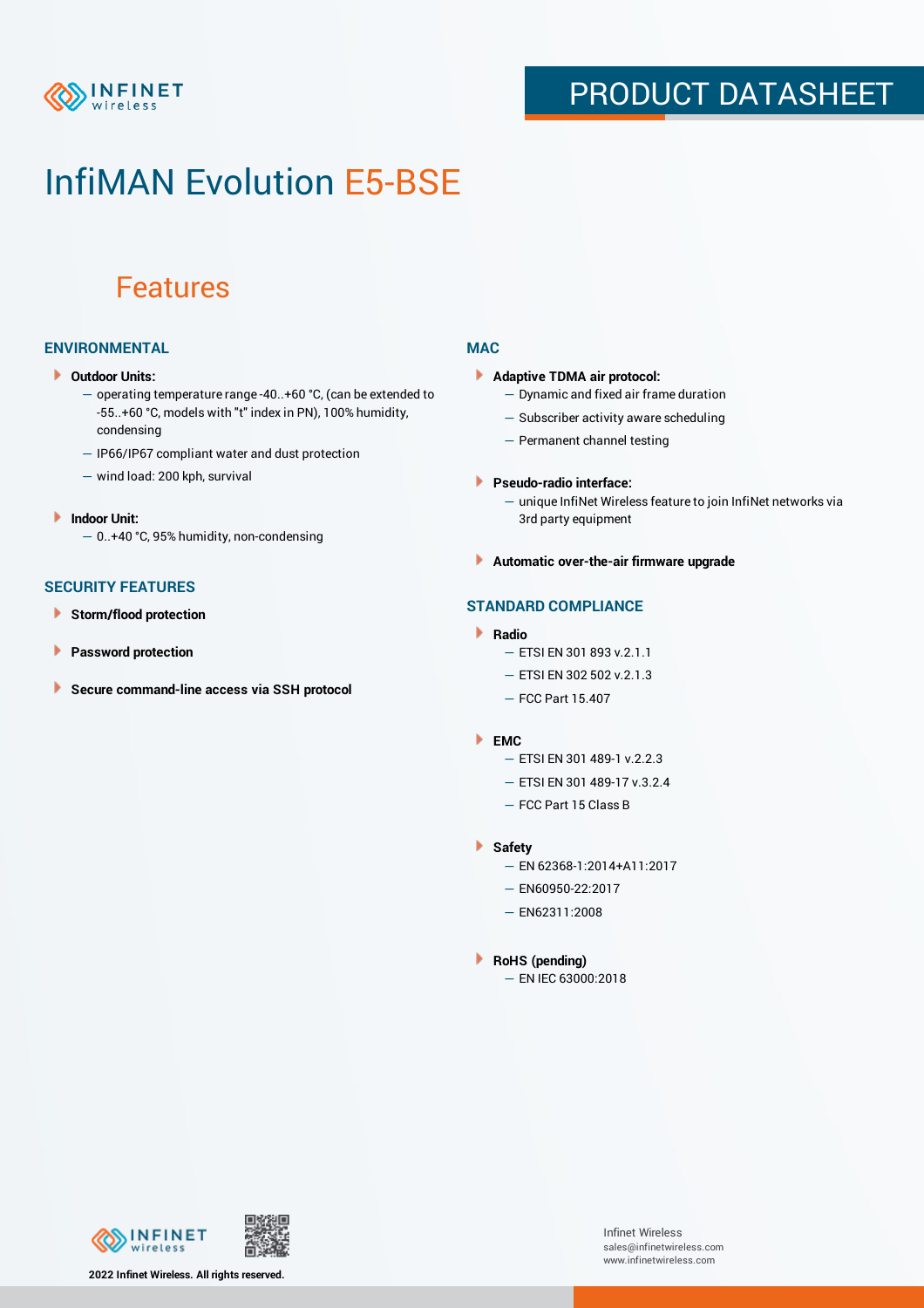# InfiMAN Evolution E5-BSE

## Features

### ENVIRONMENTAL

- **Outdoor Units:**
  - operating temperature range -40..+60 °C, (can be extended to -55..+60 °C, models with "t" index in PN), 100% humidity, condensing
  - IP66/IP67 compliant water and dust protection
  - wind load: 200 kph, survival
- **Indoor Unit:**
  - 0..+40 °C, 95% humidity, non-condensing

### SECURITY FEATURES

- **Storm/flood protection**
- **Password protection**
- **Secure command-line access via SSH protocol**

### MAC

- **Adaptive TDMA air protocol:**
  - Dynamic and fixed air frame duration
  - Subscriber activity aware scheduling
  - Permanent channel testing
- **Pseudo-radio interface:**
  - unique InfiNet Wireless feature to join InfiNet networks via 3rd party equipment
- **Automatic over-the-air firmware upgrade**

### STANDARD COMPLIANCE

- **Radio**
  - ETSI EN 301 893 v.2.1.1
  - ETSI EN 302 502 v.2.1.3
  - FCC Part 15.407
- **EMC**
  - ETSI EN 301 489-1 v.2.2.3
  - ETSI EN 301 489-17 v.3.2.4
  - FCC Part 15 Class B
- **Safety**
  - EN 62368-1:2014+A11:2017
  - EN60950-22:2017
  - EN62311:2008
- **RoHS (pending)**
  - EN IEC 63000:2018

2022 Infinet Wireless. All rights reserved.

Infinet Wireless
sales@infinetwireless.com
www.infinetwireless.com